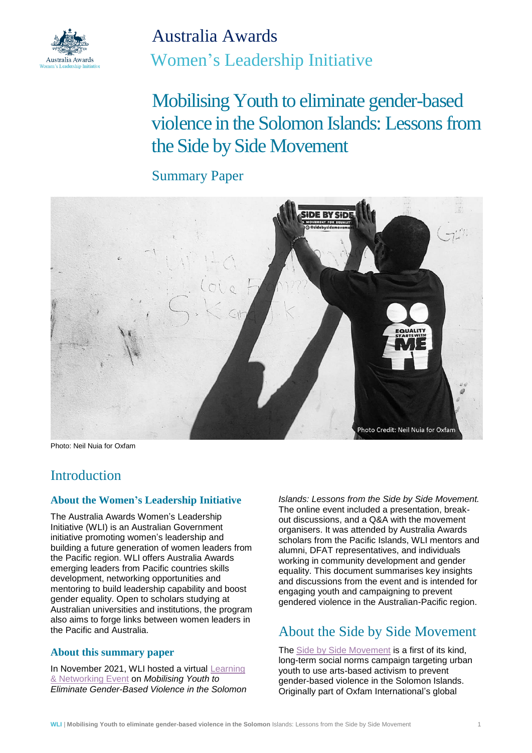# Australia Awards

## Women's Leadership Initiative

# Mobilising Youth to eliminate gender-based violence in the Solomon Islands: Lessons from the Side by Side Movement

## Summary Paper

Photo: Neil Nuia for Oxfam

## Introduction

### About the Women's Leadership Initiative

The Australia Awards Women's Leadership Initiative (WLI) is an Australian Government initiative promoting women's leadership and building a future generation of women leaders from the Pacific region. WLI offers Australia Awards emerging leaders from Pacific countries skills development, networking opportunities and mentoring to build leadership capability and boost gender equality. Open to scholars studying at Australian universities and institutions, the program also aims to forge links between women leaders in the Pacific and Australia.

### About this summary paper

In November 2021, WLI hosted a virtual Learning & Networking Event on *Mobilising Youth to Eliminate Gender-Based Violence in the Solomon Islands: Lessons from the Side by Side Movement.* The online event included a presentation, break-out discussions, and a Q&A with the movement organisers. It was attended by Australia Awards scholars from the Pacific Islands, WLI mentors and alumni, DFAT representatives, and individuals working in community development and gender equality. This document summarises key insights and discussions from the event and is intended for engaging youth and campaigning to prevent gendered violence in the Australian-Pacific region.

## About the Side by Side Movement

The Side by Side Movement is a first of its kind, long-term social norms campaign targeting urban youth to use arts-based activism to prevent gender-based violence in the Solomon Islands. Originally part of Oxfam International's global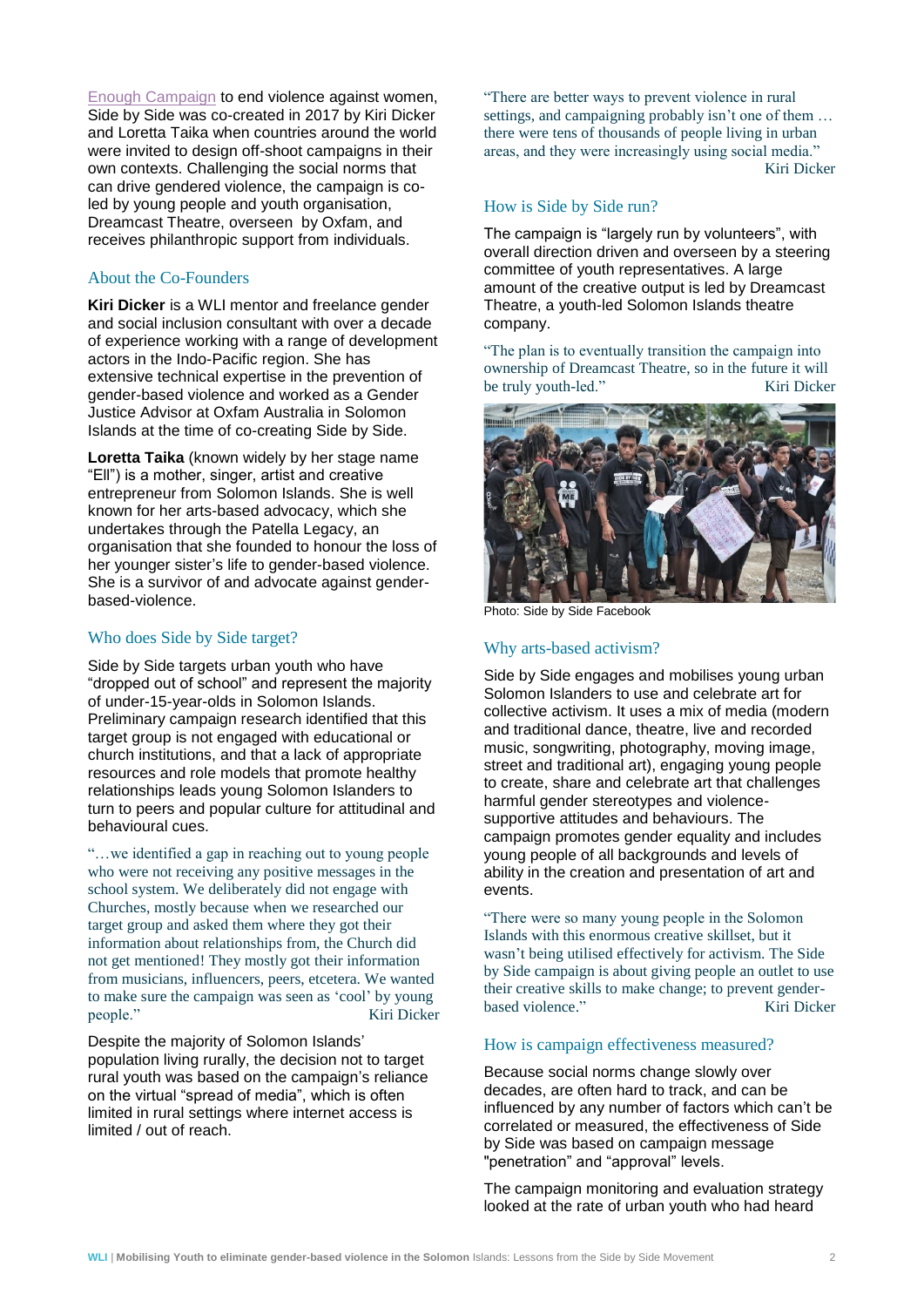[Enough Campaign](#) to end violence against women, Side by Side was co-created in 2017 by Kiri Dicker and Loretta Taika when countries around the world were invited to design off-shoot campaigns in their own contexts. Challenging the social norms that can drive gendered violence, the campaign is co-led by young people and youth organisation, Dreamcast Theatre, overseen by Oxfam, and receives philanthropic support from individuals.

## About the Co-Founders

**Kiri Dicker** is a WLI mentor and freelance gender and social inclusion consultant with over a decade of experience working with a range of development actors in the Indo-Pacific region. She has extensive technical expertise in the prevention of gender-based violence and worked as a Gender Justice Advisor at Oxfam Australia in Solomon Islands at the time of co-creating Side by Side.

**Loretta Taika** (known widely by her stage name "Ell") is a mother, singer, artist and creative entrepreneur from Solomon Islands. She is well known for her arts-based advocacy, which she undertakes through the Patella Legacy, an organisation that she founded to honour the loss of her younger sister's life to gender-based violence. She is a survivor of and advocate against gender-based-violence.

## Who does Side by Side target?

Side by Side targets urban youth who have "dropped out of school" and represent the majority of under-15-year-olds in Solomon Islands. Preliminary campaign research identified that this target group is not engaged with educational or church institutions, and that a lack of appropriate resources and role models that promote healthy relationships leads young Solomon Islanders to turn to peers and popular culture for attitudinal and behavioural cues.

> "…we identified a gap in reaching out to young people who were not receiving any positive messages in the school system. We deliberately did not engage with Churches, mostly because when we researched our target group and asked them where they got their information about relationships from, the Church did not get mentioned! They mostly got their information from musicians, influencers, peers, etcetera. We wanted to make sure the campaign was seen as 'cool' by young people." Kiri Dicker

Despite the majority of Solomon Islands' population living rurally, the decision not to target rural youth was based on the campaign's reliance on the virtual "spread of media", which is often limited in rural settings where internet access is limited / out of reach.

> "There are better ways to prevent violence in rural settings, and campaigning probably isn't one of them … there were tens of thousands of people living in urban areas, and they were increasingly using social media." Kiri Dicker

## How is Side by Side run?

The campaign is "largely run by volunteers", with overall direction driven and overseen by a steering committee of youth representatives. A large amount of the creative output is led by Dreamcast Theatre, a youth-led Solomon Islands theatre company.

> "The plan is to eventually transition the campaign into ownership of Dreamcast Theatre, so in the future it will be truly youth-led." Kiri Dicker

Photo: Side by Side Facebook

## Why arts-based activism?

Side by Side engages and mobilises young urban Solomon Islanders to use and celebrate art for collective activism. It uses a mix of media (modern and traditional dance, theatre, live and recorded music, songwriting, photography, moving image, street and traditional art), engaging young people to create, share and celebrate art that challenges harmful gender stereotypes and violence-supportive attitudes and behaviours. The campaign promotes gender equality and includes young people of all backgrounds and levels of ability in the creation and presentation of art and events.

> "There were so many young people in the Solomon Islands with this enormous creative skillset, but it wasn't being utilised effectively for activism. The Side by Side campaign is about giving people an outlet to use their creative skills to make change; to prevent gender-based violence." Kiri Dicker

## How is campaign effectiveness measured?

Because social norms change slowly over decades, are often hard to track, and can be influenced by any number of factors which can't be correlated or measured, the effectiveness of Side by Side was based on campaign message "penetration" and "approval" levels.

The campaign monitoring and evaluation strategy looked at the rate of urban youth who had heard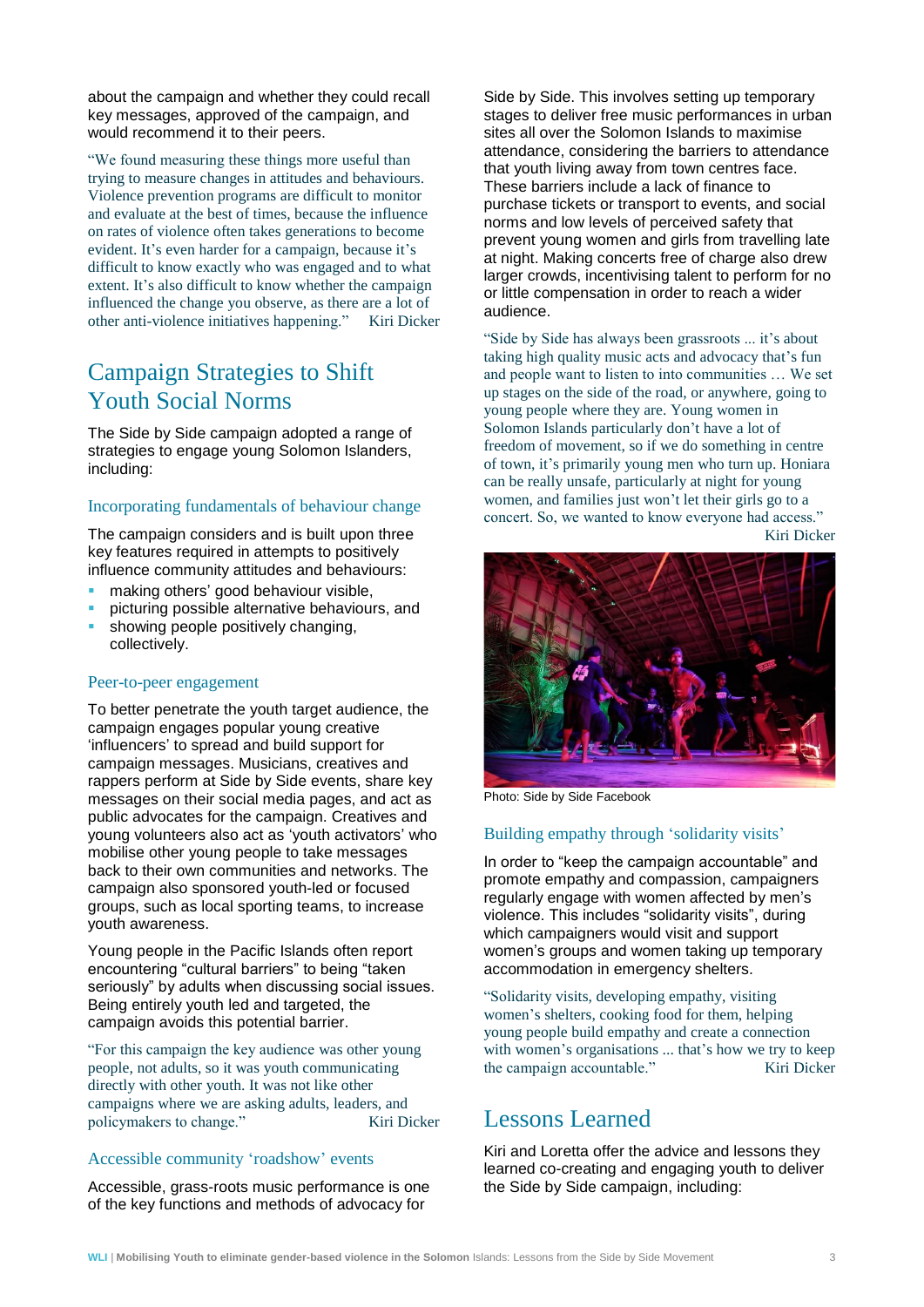about the campaign and whether they could recall key messages, approved of the campaign, and would recommend it to their peers.

"We found measuring these things more useful than trying to measure changes in attitudes and behaviours. Violence prevention programs are difficult to monitor and evaluate at the best of times, because the influence on rates of violence often takes generations to become evident. It's even harder for a campaign, because it's difficult to know exactly who was engaged and to what extent. It's also difficult to know whether the campaign influenced the change you observe, as there are a lot of other anti-violence initiatives happening." Kiri Dicker

## Campaign Strategies to Shift Youth Social Norms

The Side by Side campaign adopted a range of strategies to engage young Solomon Islanders, including:

### Incorporating fundamentals of behaviour change

The campaign considers and is built upon three key features required in attempts to positively influence community attitudes and behaviours:

- making others' good behaviour visible,
- picturing possible alternative behaviours, and
- showing people positively changing, collectively.

### Peer-to-peer engagement

To better penetrate the youth target audience, the campaign engages popular young creative 'influencers' to spread and build support for campaign messages. Musicians, creatives and rappers perform at Side by Side events, share key messages on their social media pages, and act as public advocates for the campaign. Creatives and young volunteers also act as 'youth activators' who mobilise other young people to take messages back to their own communities and networks. The campaign also sponsored youth-led or focused groups, such as local sporting teams, to increase youth awareness.

Young people in the Pacific Islands often report encountering "cultural barriers" to being "taken seriously" by adults when discussing social issues. Being entirely youth led and targeted, the campaign avoids this potential barrier.

"For this campaign the key audience was other young people, not adults, so it was youth communicating directly with other youth. It was not like other campaigns where we are asking adults, leaders, and policymakers to change." Kiri Dicker

### Accessible community 'roadshow' events

Accessible, grass-roots music performance is one of the key functions and methods of advocacy for Side by Side. This involves setting up temporary stages to deliver free music performances in urban sites all over the Solomon Islands to maximise attendance, considering the barriers to attendance that youth living away from town centres face. These barriers include a lack of finance to purchase tickets or transport to events, and social norms and low levels of perceived safety that prevent young women and girls from travelling late at night. Making concerts free of charge also drew larger crowds, incentivising talent to perform for no or little compensation in order to reach a wider audience.

"Side by Side has always been grassroots ... it's about taking high quality music acts and advocacy that's fun and people want to listen to into communities … We set up stages on the side of the road, or anywhere, going to young people where they are. Young women in Solomon Islands particularly don't have a lot of freedom of movement, so if we do something in centre of town, it's primarily young men who turn up. Honiara can be really unsafe, particularly at night for young women, and families just won't let their girls go to a concert. So, we wanted to know everyone had access." Kiri Dicker

Photo: Side by Side Facebook

### Building empathy through 'solidarity visits'

In order to "keep the campaign accountable" and promote empathy and compassion, campaigners regularly engage with women affected by men's violence. This includes "solidarity visits", during which campaigners would visit and support women's groups and women taking up temporary accommodation in emergency shelters.

"Solidarity visits, developing empathy, visiting women's shelters, cooking food for them, helping young people build empathy and create a connection with women's organisations ... that's how we try to keep the campaign accountable." Kiri Dicker

## Lessons Learned

Kiri and Loretta offer the advice and lessons they learned co-creating and engaging youth to deliver the Side by Side campaign, including: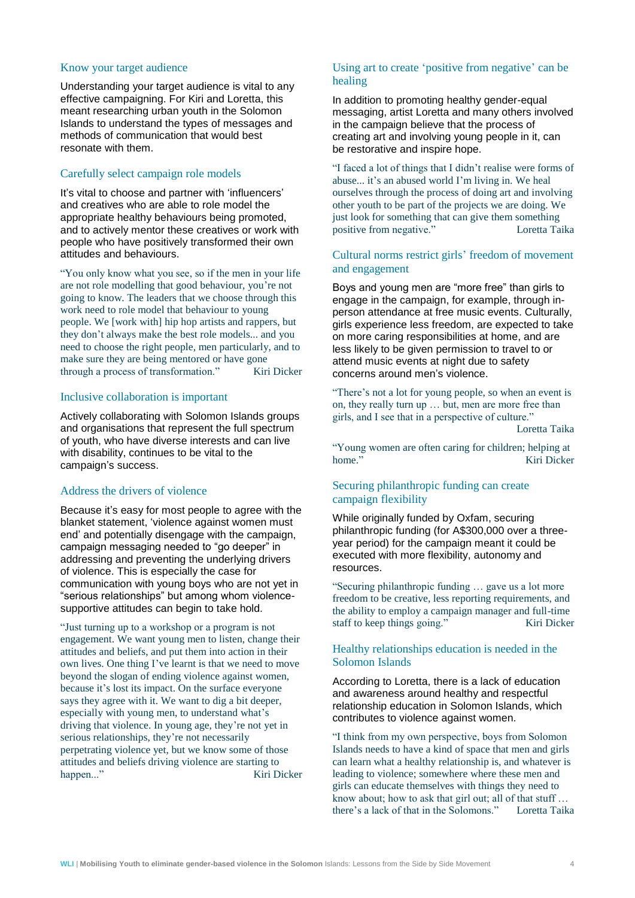## Know your target audience

Understanding your target audience is vital to any effective campaigning. For Kiri and Loretta, this meant researching urban youth in the Solomon Islands to understand the types of messages and methods of communication that would best resonate with them.

## Carefully select campaign role models

It's vital to choose and partner with 'influencers' and creatives who are able to role model the appropriate healthy behaviours being promoted, and to actively mentor these creatives or work with people who have positively transformed their own attitudes and behaviours.

> "You only know what you see, so if the men in your life are not role modelling that good behaviour, you're not going to know. The leaders that we choose through this work need to role model that behaviour to young people. We [work with] hip hop artists and rappers, but they don't always make the best role models... and you need to choose the right people, men particularly, and to make sure they are being mentored or have gone through a process of transformation." Kiri Dicker

## Inclusive collaboration is important

Actively collaborating with Solomon Islands groups and organisations that represent the full spectrum of youth, who have diverse interests and can live with disability, continues to be vital to the campaign's success.

## Address the drivers of violence

Because it's easy for most people to agree with the blanket statement, 'violence against women must end' and potentially disengage with the campaign, campaign messaging needed to "go deeper" in addressing and preventing the underlying drivers of violence. This is especially the case for communication with young boys who are not yet in "serious relationships" but among whom violence-supportive attitudes can begin to take hold.

> "Just turning up to a workshop or a program is not engagement. We want young men to listen, change their attitudes and beliefs, and put them into action in their own lives. One thing I've learnt is that we need to move beyond the slogan of ending violence against women, because it's lost its impact. On the surface everyone says they agree with it. We want to dig a bit deeper, especially with young men, to understand what's driving that violence. In young age, they're not yet in serious relationships, they're not necessarily perpetrating violence yet, but we know some of those attitudes and beliefs driving violence are starting to happen..." Kiri Dicker

## Using art to create 'positive from negative' can be healing

In addition to promoting healthy gender-equal messaging, artist Loretta and many others involved in the campaign believe that the process of creating art and involving young people in it, can be restorative and inspire hope.

> "I faced a lot of things that I didn't realise were forms of abuse... it's an abused world I'm living in. We heal ourselves through the process of doing art and involving other youth to be part of the projects we are doing. We just look for something that can give them something positive from negative." Loretta Taika

## Cultural norms restrict girls' freedom of movement and engagement

Boys and young men are "more free" than girls to engage in the campaign, for example, through in-person attendance at free music events. Culturally, girls experience less freedom, are expected to take on more caring responsibilities at home, and are less likely to be given permission to travel to or attend music events at night due to safety concerns around men's violence.

> "There's not a lot for young people, so when an event is on, they really turn up … but, men are more free than girls, and I see that in a perspective of culture." Loretta Taika

> "Young women are often caring for children; helping at home." Kiri Dicker

## Securing philanthropic funding can create campaign flexibility

While originally funded by Oxfam, securing philanthropic funding (for A$300,000 over a three-year period) for the campaign meant it could be executed with more flexibility, autonomy and resources.

> "Securing philanthropic funding … gave us a lot more freedom to be creative, less reporting requirements, and the ability to employ a campaign manager and full-time staff to keep things going." Kiri Dicker

## Healthy relationships education is needed in the Solomon Islands

According to Loretta, there is a lack of education and awareness around healthy and respectful relationship education in Solomon Islands, which contributes to violence against women.

> "I think from my own perspective, boys from Solomon Islands needs to have a kind of space that men and girls can learn what a healthy relationship is, and whatever is leading to violence; somewhere where these men and girls can educate themselves with things they need to know about; how to ask that girl out; all of that stuff … there's a lack of that in the Solomons." Loretta Taika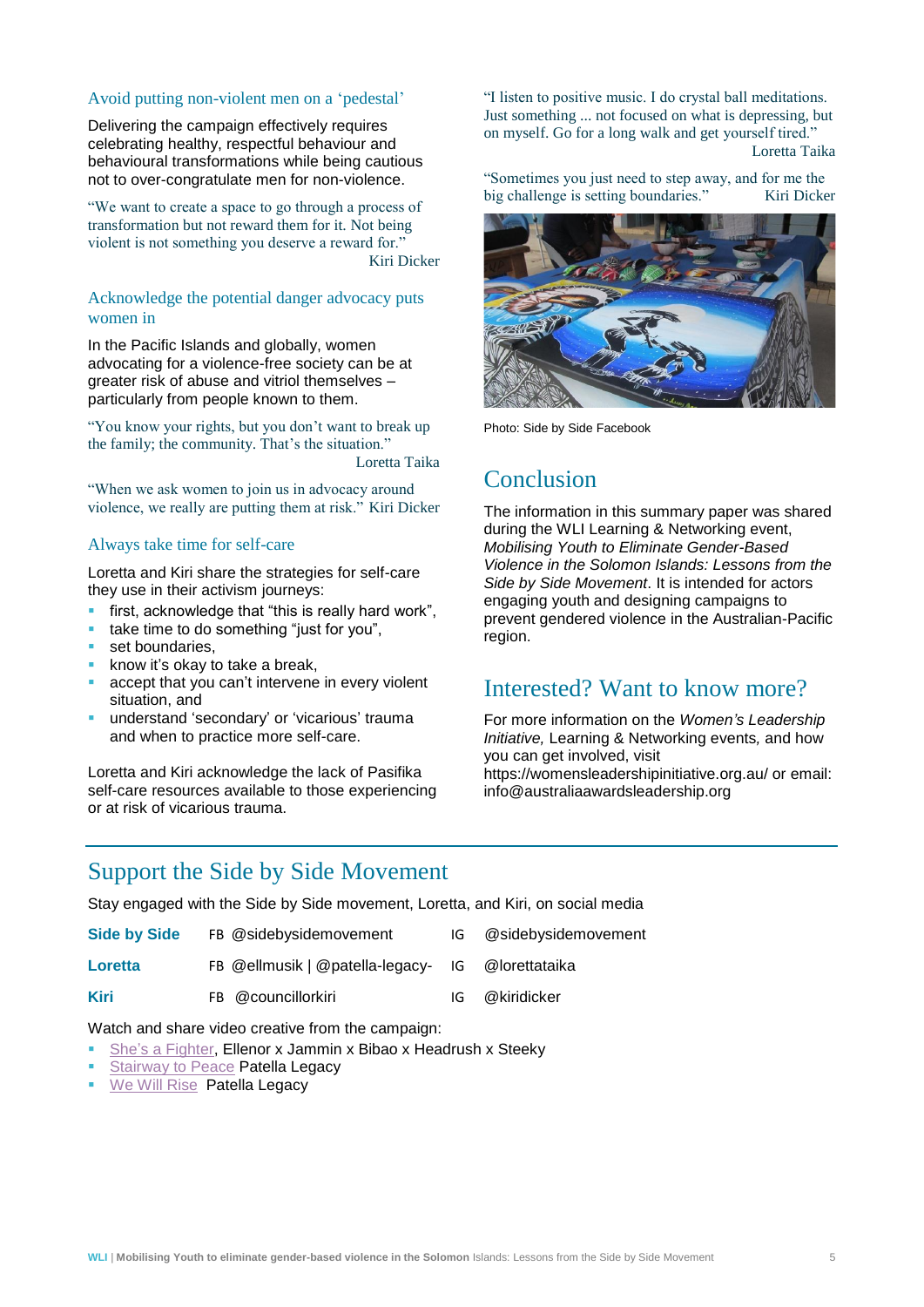### Avoid putting non-violent men on a 'pedestal'

Delivering the campaign effectively requires celebrating healthy, respectful behaviour and behavioural transformations while being cautious not to over-congratulate men for non-violence.

"We want to create a space to go through a process of transformation but not reward them for it. Not being violent is not something you deserve a reward for."
Kiri Dicker

### Acknowledge the potential danger advocacy puts women in

In the Pacific Islands and globally, women advocating for a violence-free society can be at greater risk of abuse and vitriol themselves – particularly from people known to them.

"You know your rights, but you don't want to break up the family; the community. That's the situation."
Loretta Taika

"When we ask women to join us in advocacy around violence, we really are putting them at risk." Kiri Dicker

### Always take time for self-care

Loretta and Kiri share the strategies for self-care they use in their activism journeys:

- first, acknowledge that "this is really hard work",
- take time to do something "just for you",
- set boundaries,
- know it's okay to take a break,
- accept that you can't intervene in every violent situation, and
- understand 'secondary' or 'vicarious' trauma and when to practice more self-care.

Loretta and Kiri acknowledge the lack of Pasifika self-care resources available to those experiencing or at risk of vicarious trauma.

"I listen to positive music. I do crystal ball meditations. Just something ... not focused on what is depressing, but on myself. Go for a long walk and get yourself tired."
Loretta Taika

"Sometimes you just need to step away, and for me the big challenge is setting boundaries." Kiri Dicker

Photo: Side by Side Facebook

## Conclusion

The information in this summary paper was shared during the WLI Learning & Networking event, *Mobilising Youth to Eliminate Gender-Based Violence in the Solomon Islands: Lessons from the Side by Side Movement*. It is intended for actors engaging youth and designing campaigns to prevent gendered violence in the Australian-Pacific region.

## Interested? Want to know more?

For more information on the *Women's Leadership Initiative,* Learning & Networking events*,* and how you can get involved, visit https://womensleadershipinitiative.org.au/ or email: info@australiaawardsleadership.org

## Support the Side by Side Movement

Stay engaged with the Side by Side movement, Loretta, and Kiri, on social media

| | | |
|---|---|---|
| **Side by Side** | FB @sidebysidemovement | IG @sidebysidemovement |
| **Loretta** | FB @ellmusik \| @patella-legacy- | IG @lorettataika |
| **Kiri** | FB @councillorkiri | IG @kiridicker |

Watch and share video creative from the campaign:

- She's a Fighter, Ellenor x Jammin x Bibao x Headrush x Steeky
- Stairway to Peace Patella Legacy
- We Will Rise Patella Legacy